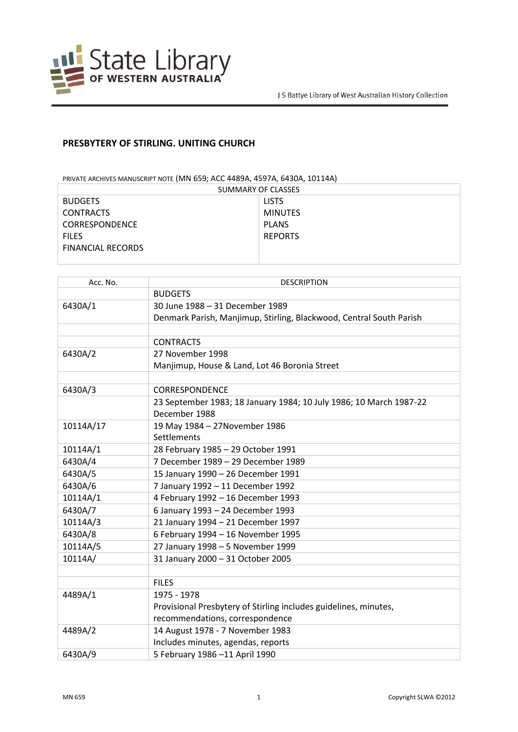J S Battye Library of West Australian History Collection

# PRESBYTERY OF STIRLING. UNITING CHURCH

PRIVATE ARCHIVES MANUSCRIPT NOTE (MN 659; ACC 4489A, 4597A, 6430A, 10114A)

| SUMMARY OF CLASSES | |
|---|---|
| BUDGETS | LISTS |
| CONTRACTS | MINUTES |
| CORRESPONDENCE | PLANS |
| FILES | REPORTS |
| FINANCIAL RECORDS | |

| Acc. No. | DESCRIPTION |
|---|---|
| | BUDGETS |
| 6430A/1 | 30 June 1988 – 31 December 1989<br>Denmark Parish, Manjimup, Stirling, Blackwood, Central South Parish |
| | |
| | CONTRACTS |
| 6430A/2 | 27 November 1998<br>Manjimup, House & Land, Lot 46 Boronia Street |
| | |
| 6430A/3 | CORRESPONDENCE |
| | 23 September 1983; 18 January 1984; 10 July 1986; 10 March 1987-22 December 1988 |
| 10114A/17 | 19 May 1984 – 27November 1986<br>Settlements |
| 10114A/1 | 28 February 1985 – 29 October 1991 |
| 6430A/4 | 7 December 1989 – 29 December 1989 |
| 6430A/5 | 15 January 1990 – 26 December 1991 |
| 6430A/6 | 7 January 1992 – 11 December 1992 |
| 10114A/1 | 4 February 1992 – 16 December 1993 |
| 6430A/7 | 6 January 1993 – 24 December 1993 |
| 10114A/3 | 21 January 1994 – 21 December 1997 |
| 6430A/8 | 6 February 1994 – 16 November 1995 |
| 10114A/5 | 27 January 1998 – 5 November 1999 |
| 10114A/ | 31 January 2000 – 31 October 2005 |
| | |
| | FILES |
| 4489A/1 | 1975 - 1978<br>Provisional Presbytery of Stirling includes guidelines, minutes, recommendations, correspondence |
| 4489A/2 | 14 August 1978 - 7 November 1983<br>Includes minutes, agendas, reports |
| 6430A/9 | 5 February 1986 –11 April 1990 |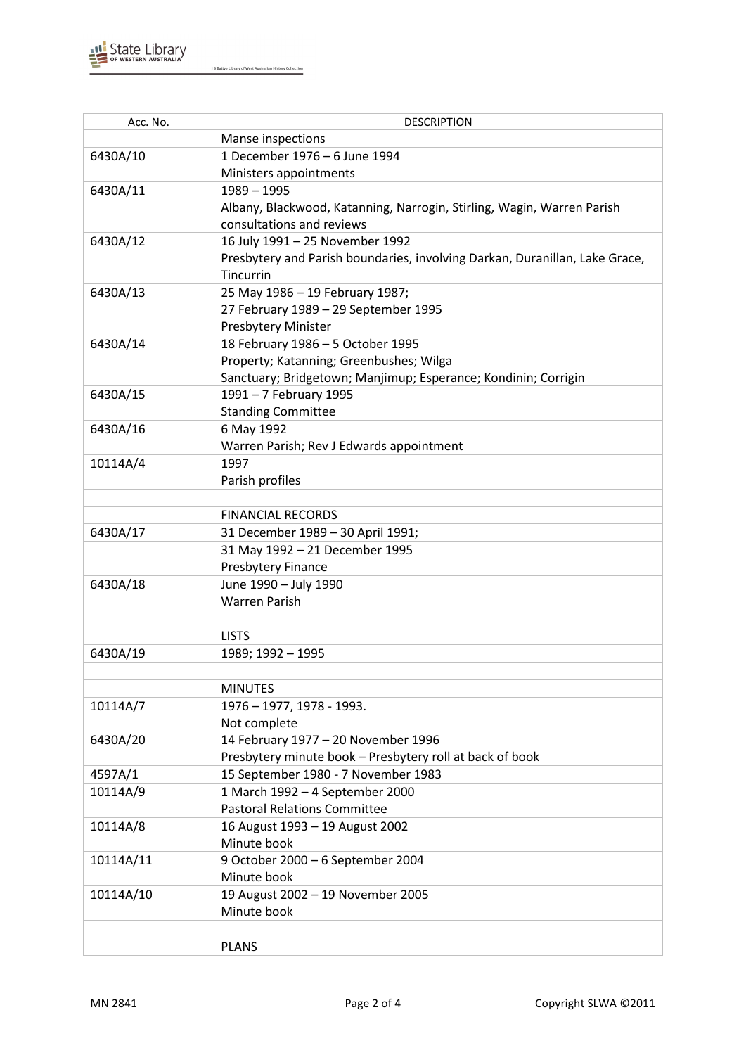| Acc. No. | DESCRIPTION |
|---|---|
| | Manse inspections |
| 6430A/10 | 1 December 1976 – 6 June 1994<br>Ministers appointments |
| 6430A/11 | 1989 – 1995<br>Albany, Blackwood, Katanning, Narrogin, Stirling, Wagin, Warren Parish consultations and reviews |
| 6430A/12 | 16 July 1991 – 25 November 1992<br>Presbytery and Parish boundaries, involving Darkan, Duranillan, Lake Grace, Tincurrin |
| 6430A/13 | 25 May 1986 – 19 February 1987;<br>27 February 1989 – 29 September 1995<br>Presbytery Minister |
| 6430A/14 | 18 February 1986 – 5 October 1995<br>Property; Katanning; Greenbushes; Wilga<br>Sanctuary; Bridgetown; Manjimup; Esperance; Kondinin; Corrigin |
| 6430A/15 | 1991 – 7 February 1995<br>Standing Committee |
| 6430A/16 | 6 May 1992<br>Warren Parish; Rev J Edwards appointment |
| 10114A/4 | 1997<br>Parish profiles |
| | |
| | FINANCIAL RECORDS |
| 6430A/17 | 31 December 1989 – 30 April 1991; |
| | 31 May 1992 – 21 December 1995<br>Presbytery Finance |
| 6430A/18 | June 1990 – July 1990<br>Warren Parish |
| | |
| | LISTS |
| 6430A/19 | 1989; 1992 – 1995 |
| | |
| | MINUTES |
| 10114A/7 | 1976 – 1977, 1978 - 1993.<br>Not complete |
| 6430A/20 | 14 February 1977 – 20 November 1996<br>Presbytery minute book – Presbytery roll at back of book |
| 4597A/1 | 15 September 1980 - 7 November 1983 |
| 10114A/9 | 1 March 1992 – 4 September 2000<br>Pastoral Relations Committee |
| 10114A/8 | 16 August 1993 – 19 August 2002<br>Minute book |
| 10114A/11 | 9 October 2000 – 6 September 2004<br>Minute book |
| 10114A/10 | 19 August 2002 – 19 November 2005<br>Minute book |
| | |
| | PLANS |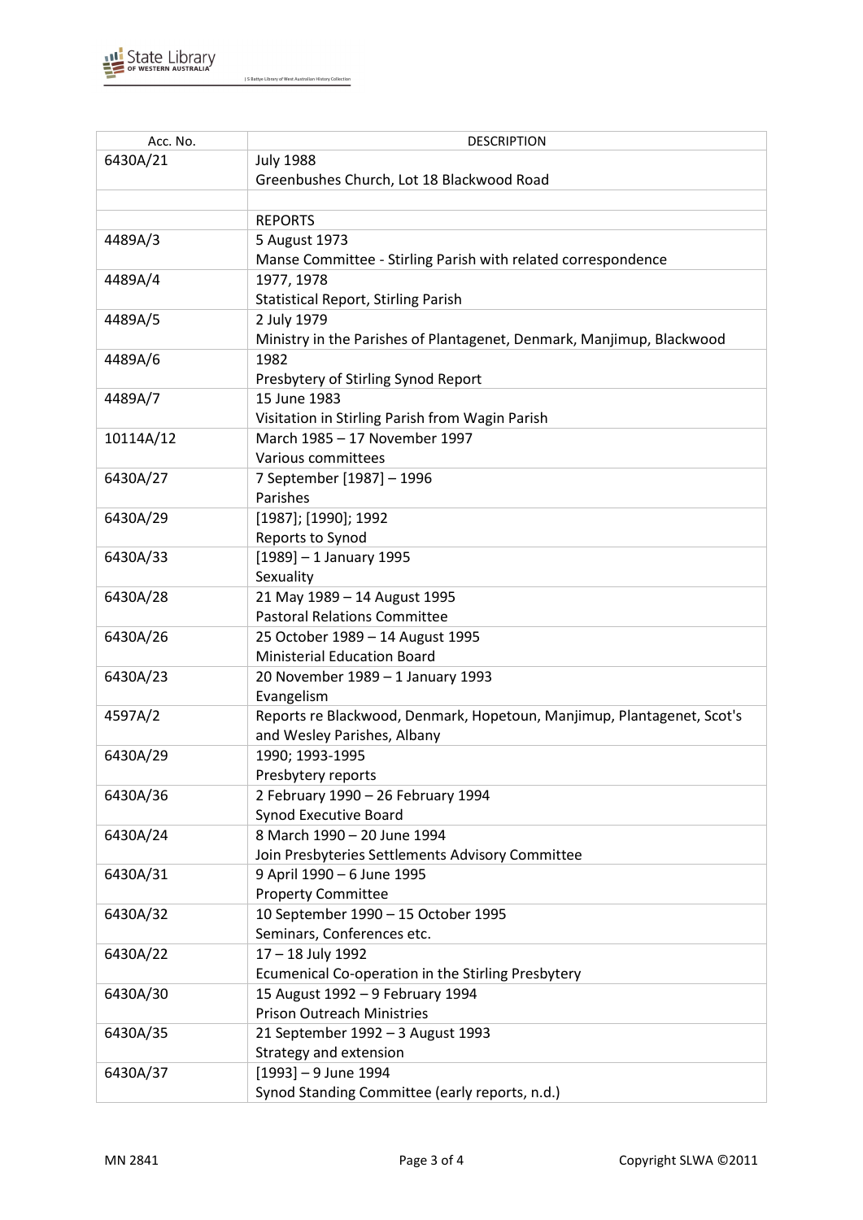| Acc. No. | DESCRIPTION |
|---|---|
| 6430A/21 | July 1988<br>Greenbushes Church, Lot 18 Blackwood Road |
| | |
| | REPORTS |
| 4489A/3 | 5 August 1973<br>Manse Committee - Stirling Parish with related correspondence |
| 4489A/4 | 1977, 1978<br>Statistical Report, Stirling Parish |
| 4489A/5 | 2 July 1979<br>Ministry in the Parishes of Plantagenet, Denmark, Manjimup, Blackwood |
| 4489A/6 | 1982<br>Presbytery of Stirling Synod Report |
| 4489A/7 | 15 June 1983<br>Visitation in Stirling Parish from Wagin Parish |
| 10114A/12 | March 1985 – 17 November 1997<br>Various committees |
| 6430A/27 | 7 September [1987] – 1996<br>Parishes |
| 6430A/29 | [1987]; [1990]; 1992<br>Reports to Synod |
| 6430A/33 | [1989] – 1 January 1995<br>Sexuality |
| 6430A/28 | 21 May 1989 – 14 August 1995<br>Pastoral Relations Committee |
| 6430A/26 | 25 October 1989 – 14 August 1995<br>Ministerial Education Board |
| 6430A/23 | 20 November 1989 – 1 January 1993<br>Evangelism |
| 4597A/2 | Reports re Blackwood, Denmark, Hopetoun, Manjimup, Plantagenet, Scot's and Wesley Parishes, Albany |
| 6430A/29 | 1990; 1993-1995<br>Presbytery reports |
| 6430A/36 | 2 February 1990 – 26 February 1994<br>Synod Executive Board |
| 6430A/24 | 8 March 1990 – 20 June 1994<br>Join Presbyteries Settlements Advisory Committee |
| 6430A/31 | 9 April 1990 – 6 June 1995<br>Property Committee |
| 6430A/32 | 10 September 1990 – 15 October 1995<br>Seminars, Conferences etc. |
| 6430A/22 | 17 – 18 July 1992<br>Ecumenical Co-operation in the Stirling Presbytery |
| 6430A/30 | 15 August 1992 – 9 February 1994<br>Prison Outreach Ministries |
| 6430A/35 | 21 September 1992 – 3 August 1993<br>Strategy and extension |
| 6430A/37 | [1993] – 9 June 1994<br>Synod Standing Committee (early reports, n.d.) |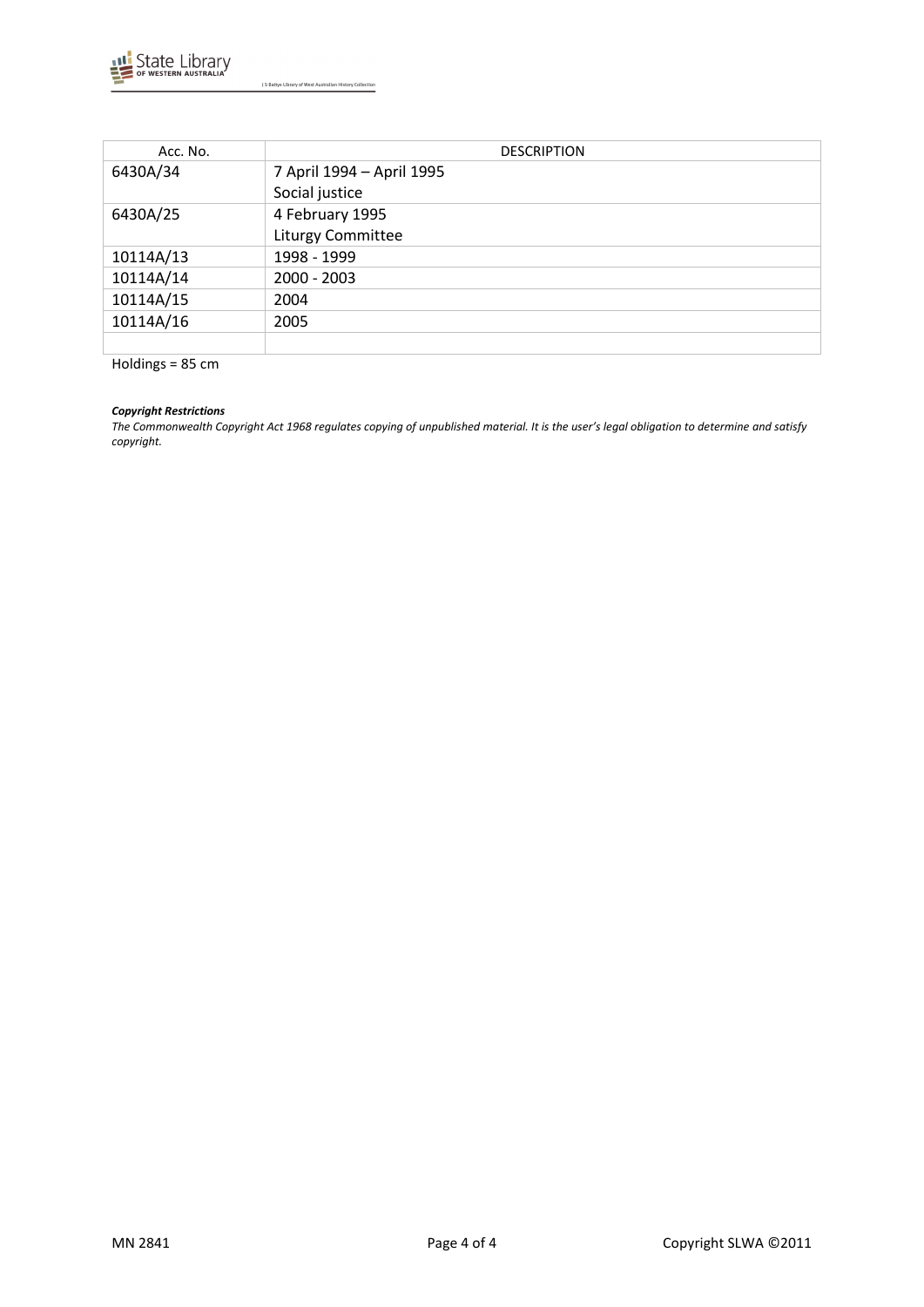| Acc. No. | DESCRIPTION |
|---|---|
| 6430A/34 | 7 April 1994 – April 1995<br>Social justice |
| 6430A/25 | 4 February 1995<br>Liturgy Committee |
| 10114A/13 | 1998 - 1999 |
| 10114A/14 | 2000 - 2003 |
| 10114A/15 | 2004 |
| 10114A/16 | 2005 |
| | |

Holdings = 85 cm

***Copyright Restrictions***

*The Commonwealth Copyright Act 1968 regulates copying of unpublished material. It is the user's legal obligation to determine and satisfy copyright.*